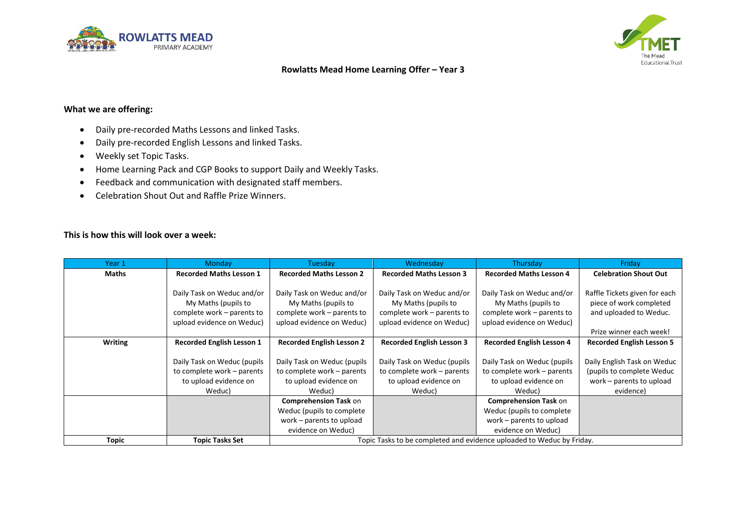ROWLATTS MEAD PRIMARY ACADEMY

TMET The Mead Educational Trust

# Rowlatts Mead Home Learning Offer – Year 3

**What we are offering:**

- Daily pre-recorded Maths Lessons and linked Tasks.
- Daily pre-recorded English Lessons and linked Tasks.
- Weekly set Topic Tasks.
- Home Learning Pack and CGP Books to support Daily and Weekly Tasks.
- Feedback and communication with designated staff members.
- Celebration Shout Out and Raffle Prize Winners.

**This is how this will look over a week:**

| Year 1 | Monday | Tuesday | Wednesday | Thursday | Friday |
|---|---|---|---|---|---|
| **Maths** | **Recorded Maths Lesson 1**<br><br>Daily Task on Weduc and/or My Maths (pupils to complete work – parents to upload evidence on Weduc) | **Recorded Maths Lesson 2**<br><br>Daily Task on Weduc and/or My Maths (pupils to complete work – parents to upload evidence on Weduc) | **Recorded Maths Lesson 3**<br><br>Daily Task on Weduc and/or My Maths (pupils to complete work – parents to upload evidence on Weduc) | **Recorded Maths Lesson 4**<br><br>Daily Task on Weduc and/or My Maths (pupils to complete work – parents to upload evidence on Weduc) | **Celebration Shout Out**<br><br>Raffle Tickets given for each piece of work completed and uploaded to Weduc.<br><br>Prize winner each week! |
| **Writing** | **Recorded English Lesson 1**<br><br>Daily Task on Weduc (pupils to complete work – parents to upload evidence on Weduc) | **Recorded English Lesson 2**<br><br>Daily Task on Weduc (pupils to complete work – parents to upload evidence on Weduc) | **Recorded English Lesson 3**<br><br>Daily Task on Weduc (pupils to complete work – parents to upload evidence on Weduc) | **Recorded English Lesson 4**<br><br>Daily Task on Weduc (pupils to complete work – parents to upload evidence on Weduc) | **Recorded English Lesson 5**<br><br>Daily English Task on Weduc (pupils to complete Weduc work – parents to upload evidence) |
| | | **Comprehension Task** on Weduc (pupils to complete work – parents to upload evidence on Weduc) | | **Comprehension Task** on Weduc (pupils to complete work – parents to upload evidence on Weduc) | |
| **Topic** | **Topic Tasks Set** | Topic Tasks to be completed and evidence uploaded to Weduc by Friday. | | | |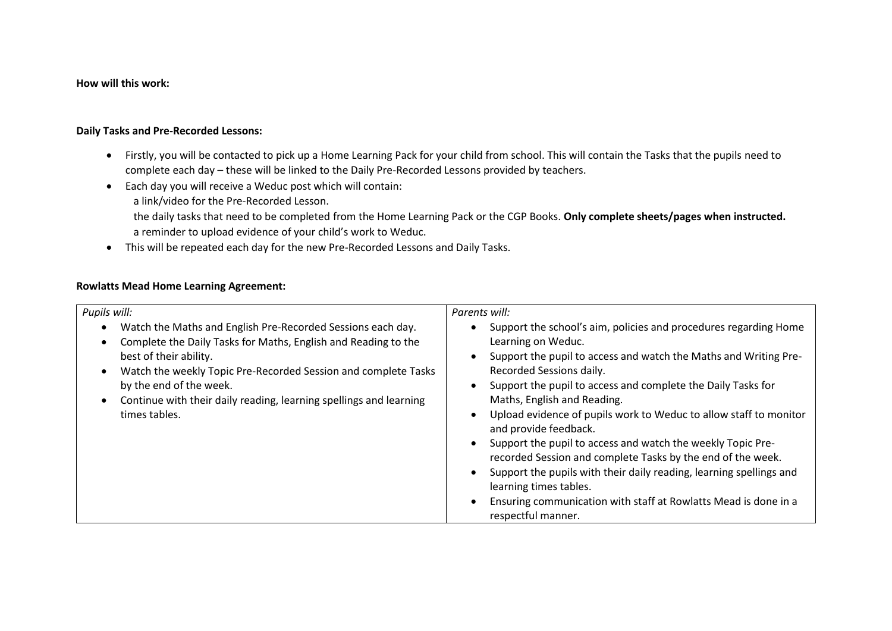**How will this work:**

**Daily Tasks and Pre-Recorded Lessons:**

- Firstly, you will be contacted to pick up a Home Learning Pack for your child from school. This will contain the Tasks that the pupils need to complete each day – these will be linked to the Daily Pre-Recorded Lessons provided by teachers.
- Each day you will receive a Weduc post which will contain:
  a link/video for the Pre-Recorded Lesson.
  the daily tasks that need to be completed from the Home Learning Pack or the CGP Books. **Only complete sheets/pages when instructed.**
  a reminder to upload evidence of your child's work to Weduc.
- This will be repeated each day for the new Pre-Recorded Lessons and Daily Tasks.

**Rowlatts Mead Home Learning Agreement:**

| *Pupils will:* | *Parents will:* |
|---|---|
| • Watch the Maths and English Pre-Recorded Sessions each day.<br>• Complete the Daily Tasks for Maths, English and Reading to the best of their ability.<br>• Watch the weekly Topic Pre-Recorded Session and complete Tasks by the end of the week.<br>• Continue with their daily reading, learning spellings and learning times tables. | • Support the school's aim, policies and procedures regarding Home Learning on Weduc.<br>• Support the pupil to access and watch the Maths and Writing Pre-Recorded Sessions daily.<br>• Support the pupil to access and complete the Daily Tasks for Maths, English and Reading.<br>• Upload evidence of pupils work to Weduc to allow staff to monitor and provide feedback.<br>• Support the pupil to access and watch the weekly Topic Pre-recorded Session and complete Tasks by the end of the week.<br>• Support the pupils with their daily reading, learning spellings and learning times tables.<br>• Ensuring communication with staff at Rowlatts Mead is done in a respectful manner. |